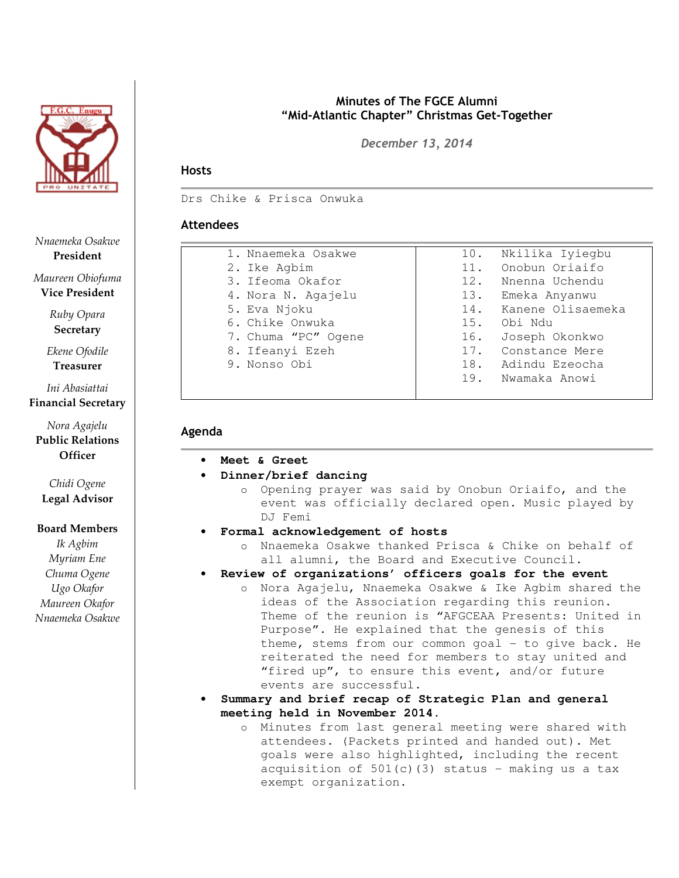Nnaemeka Osakwe
**President**

Maureen Obiofuma
**Vice President**

Ruby Opara
**Secretary**

Ekene Ofodile
**Treasurer**

Ini Abasiattai
**Financial Secretary**

Nora Agajelu
**Public Relations Officer**

Chidi Ogene
**Legal Advisor**

**Board Members**
Ik Agbim
Myriam Ene
Chuma Ogene
Ugo Okafor
Maureen Okafor
Nnaemeka Osakwe

# Minutes of The FGCE Alumni "Mid-Atlantic Chapter" Christmas Get-Together

*December 13, 2014*

## Hosts

Drs Chike & Prisca Onwuka

## Attendees

| | |
|---|---|
| 1. Nnaemeka Osakwe | 10. Nkilika Iyiegbu |
| 2. Ike Agbim | 11. Onobun Oriaifo |
| 3. Ifeoma Okafor | 12. Nnenna Uchendu |
| 4. Nora N. Agajelu | 13. Emeka Anyanwu |
| 5. Eva Njoku | 14. Kanene Olisaemeka |
| 6. Chike Onwuka | 15. Obi Ndu |
| 7. Chuma "PC" Ogene | 16. Joseph Okonkwo |
| 8. Ifeanyi Ezeh | 17. Constance Mere |
| 9. Nonso Obi | 18. Adindu Ezeocha |
| | 19. Nwamaka Anowi |

## Agenda

- **Meet & Greet**
- **Dinner/brief dancing**
  - Opening prayer was said by Onobun Oriaifo, and the event was officially declared open. Music played by DJ Femi
- **Formal acknowledgement of hosts**
  - Nnaemeka Osakwe thanked Prisca & Chike on behalf of all alumni, the Board and Executive Council.
- **Review of organizations' officers goals for the event**
  - Nora Agajelu, Nnaemeka Osakwe & Ike Agbim shared the ideas of the Association regarding this reunion. Theme of the reunion is "AFGCEAA Presents: United in Purpose". He explained that the genesis of this theme, stems from our common goal - to give back. He reiterated the need for members to stay united and "fired up", to ensure this event, and/or future events are successful.
- **Summary and brief recap of Strategic Plan and general meeting held in November 2014.**
  - Minutes from last general meeting were shared with attendees. (Packets printed and handed out). Met goals were also highlighted, including the recent acquisition of 501(c)(3) status - making us a tax exempt organization.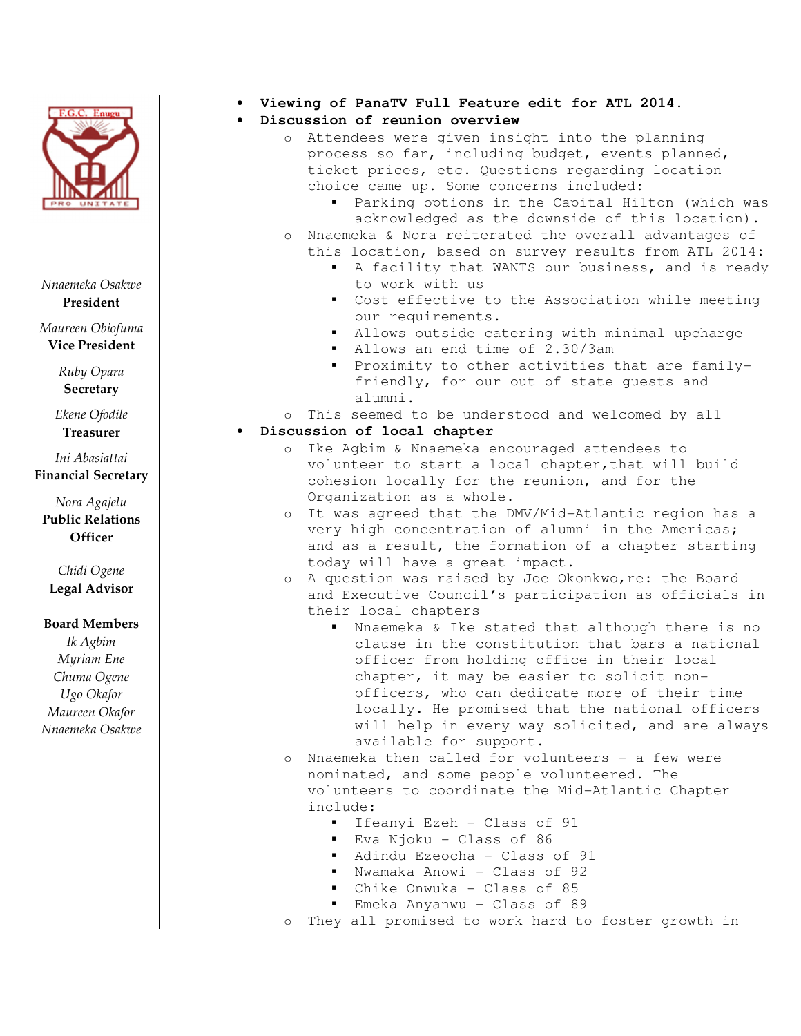Nnaemeka Osakwe
**President**

Maureen Obiofuma
**Vice President**

Ruby Opara
**Secretary**

Ekene Ofodile
**Treasurer**

Ini Abasiattai
**Financial Secretary**

Nora Agajelu
**Public Relations Officer**

Chidi Ogene
**Legal Advisor**

**Board Members**
Ik Agbim
Myriam Ene
Chuma Ogene
Ugo Okafor
Maureen Okafor
Nnaemeka Osakwe

- **Viewing of PanaTV Full Feature edit for ATL 2014.**
- **Discussion of reunion overview**
  - Attendees were given insight into the planning process so far, including budget, events planned, ticket prices, etc. Questions regarding location choice came up. Some concerns included:
    - Parking options in the Capital Hilton (which was acknowledged as the downside of this location).
  - Nnaemeka & Nora reiterated the overall advantages of this location, based on survey results from ATL 2014:
    - A facility that WANTS our business, and is ready to work with us
    - Cost effective to the Association while meeting our requirements.
    - Allows outside catering with minimal upcharge
    - Allows an end time of 2.30/3am
    - Proximity to other activities that are family-friendly, for our out of state guests and alumni.
  - This seemed to be understood and welcomed by all
- **Discussion of local chapter**
  - Ike Agbim & Nnaemeka encouraged attendees to volunteer to start a local chapter,that will build cohesion locally for the reunion, and for the Organization as a whole.
  - It was agreed that the DMV/Mid-Atlantic region has a very high concentration of alumni in the Americas; and as a result, the formation of a chapter starting today will have a great impact.
  - A question was raised by Joe Okonkwo,re: the Board and Executive Council's participation as officials in their local chapters
    - Nnaemeka & Ike stated that although there is no clause in the constitution that bars a national officer from holding office in their local chapter, it may be easier to solicit non-officers, who can dedicate more of their time locally. He promised that the national officers will help in every way solicited, and are always available for support.
  - Nnaemeka then called for volunteers – a few were nominated, and some people volunteered. The volunteers to coordinate the Mid-Atlantic Chapter include:
    - Ifeanyi Ezeh – Class of 91
    - Eva Njoku – Class of 86
    - Adindu Ezeocha – Class of 91
    - Nwamaka Anowi – Class of 92
    - Chike Onwuka – Class of 85
    - Emeka Anyanwu – Class of 89
  - They all promised to work hard to foster growth in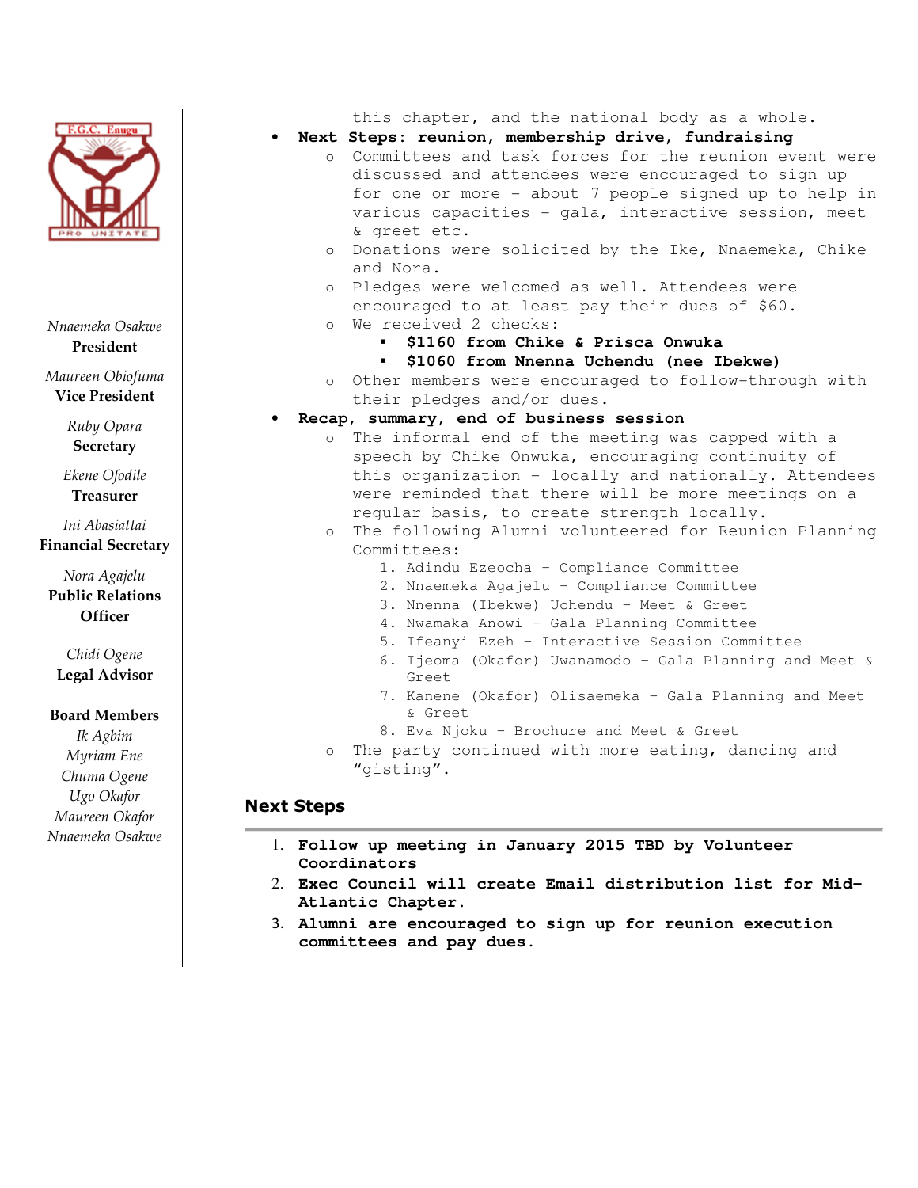*Nnaemeka Osakwe*
**President**

*Maureen Obiofuma*
**Vice President**

*Ruby Opara*
**Secretary**

*Ekene Ofodile*
**Treasurer**

*Ini Abasiattai*
**Financial Secretary**

*Nora Agajelu*
**Public Relations Officer**

*Chidi Ogene*
**Legal Advisor**

**Board Members**
*Ik Agbim*
*Myriam Ene*
*Chuma Ogene*
*Ugo Okafor*
*Maureen Okafor*
*Nnaemeka Osakwe*

this chapter, and the national body as a whole.

- **Next Steps: reunion, membership drive, fundraising**
  - Committees and task forces for the reunion event were discussed and attendees were encouraged to sign up for one or more – about 7 people signed up to help in various capacities – gala, interactive session, meet & greet etc.
  - Donations were solicited by the Ike, Nnaemeka, Chike and Nora.
  - Pledges were welcomed as well. Attendees were encouraged to at least pay their dues of $60.
  - We received 2 checks:
    - **$1160 from Chike & Prisca Onwuka**
    - **$1060 from Nnenna Uchendu (nee Ibekwe)**
  - Other members were encouraged to follow-through with their pledges and/or dues.
- **Recap, summary, end of business session**
  - The informal end of the meeting was capped with a speech by Chike Onwuka, encouraging continuity of this organization – locally and nationally. Attendees were reminded that there will be more meetings on a regular basis, to create strength locally.
  - The following Alumni volunteered for Reunion Planning Committees:
    1. Adindu Ezeocha – Compliance Committee
    2. Nnaemeka Agajelu – Compliance Committee
    3. Nnenna (Ibekwe) Uchendu – Meet & Greet
    4. Nwamaka Anowi – Gala Planning Committee
    5. Ifeanyi Ezeh – Interactive Session Committee
    6. Ijeoma (Okafor) Uwanamodo – Gala Planning and Meet & Greet
    7. Kanene (Okafor) Olisaemeka – Gala Planning and Meet & Greet
    8. Eva Njoku – Brochure and Meet & Greet
  - The party continued with more eating, dancing and "gisting".

## Next Steps

1. **Follow up meeting in January 2015 TBD by Volunteer Coordinators**
2. **Exec Council will create Email distribution list for Mid-Atlantic Chapter.**
3. **Alumni are encouraged to sign up for reunion execution committees and pay dues.**